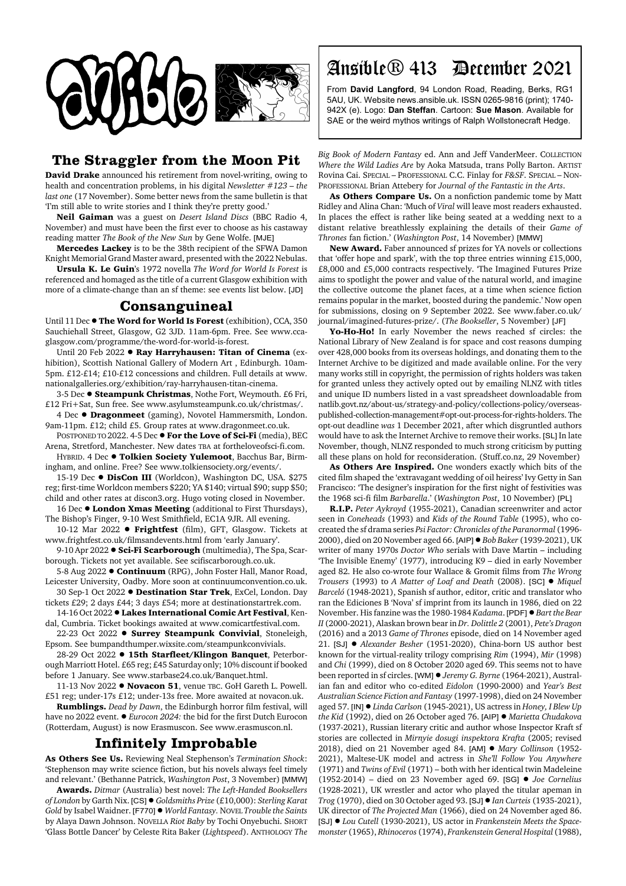# Ansible® 413 December 2021

From **David Langford**, 94 London Road, Reading, Berks, RG1 5AU, UK. Website news.ansible.uk. ISSN 0265-9816 (print); 1740-942X (e). Logo: **Dan Steffan**. Cartoon: **Sue Mason**. Available for SAE or the weird mythos writings of Ralph Wollstonecraft Hedge.

## The Straggler from the Moon Pit

**David Drake** announced his retirement from novel-writing, owing to health and concentration problems, in his digital *Newsletter #123 – the last one* (17 November). Some better news from the same bulletin is that 'I'm still able to write stories and I think they're pretty good.'

**Neil Gaiman** was a guest on *Desert Island Discs* (BBC Radio 4, November) and must have been the first ever to choose as his castaway reading matter *The Book of the New Sun* by Gene Wolfe. [MJE]

**Mercedes Lackey** is to be the 38th recipient of the SFWA Damon Knight Memorial Grand Master award, presented with the 2022 Nebulas.

**Ursula K. Le Guin**'s 1972 novella *The Word for World Is Forest* is referenced and homaged as the title of a current Glasgow exhibition with more of a climate-change than an sf theme: see events list below. [JD]

## Consanguineal

Until 11 Dec ● **The Word for World Is Forest** (exhibition), CCA, 350 Sauchiehall Street, Glasgow, G2 3JD. 11am-6pm. Free. See www.cca-glasgow.com/programme/the-word-for-world-is-forest.

Until 20 Feb 2022 ● **Ray Harryhausen: Titan of Cinema** (exhibition), Scottish National Gallery of Modern Art , Edinburgh. 10am-5pm. £12-£14; £10-£12 concessions and children. Full details at www.nationalgalleries.org/exhibition/ray-harryhausen-titan-cinema.

3-5 Dec ● **Steampunk Christmas**, Nothe Fort, Weymouth. £6 Fri, £12 Fri+Sat, Sun free. See www.asylumsteampunk.co.uk/christmas/.

4 Dec ● **Dragonmeet** (gaming), Novotel Hammersmith, London. 9am-11pm. £12; child £5. Group rates at www.dragonmeet.co.uk.

POSTPONED TO 2022. 4-5 Dec ● **For the Love of Sci-Fi** (media), BEC Arena, Stretford, Manchester. New dates TBA at fortheloveofsci-fi.com.

HYBRID. 4 Dec ● **Tolkien Society Yulemoot**, Bacchus Bar, Birmingham, and online. Free? See www.tolkiensociety.org/events/.

15-19 Dec ● **DisCon III** (Worldcon), Washington DC, USA. $275 reg; first-time Worldcon members $220; YA $140; virtual $90; supp $50; child and other rates at discon3.org. Hugo voting closed in November.

16 Dec ● **London Xmas Meeting** (additional to First Thursdays), The Bishop's Finger, 9-10 West Smithfield, EC1A 9JR. All evening.

10-12 Mar 2022 ● **Frightfest** (film), GFT, Glasgow. Tickets at www.frightfest.co.uk/filmsandevents.html from 'early January'.

9-10 Apr 2022 ● **Sci-Fi Scarborough** (multimedia), The Spa, Scarborough. Tickets not yet available. See scifiscarborough.co.uk.

5-8 Aug 2022 ● **Continuum** (RPG), John Foster Hall, Manor Road, Leicester University, Oadby. More soon at continuumconvention.co.uk.

30 Sep-1 Oct 2022 ● **Destination Star Trek**, ExCel, London. Day tickets £29; 2 days £44; 3 days £54; more at destinationstartrek.com.

14-16 Oct 2022 ● **Lakes International Comic Art Festival**, Kendal, Cumbria. Ticket bookings awaited at www.comicartfestival.com.

22-23 Oct 2022 ● **Surrey Steampunk Convivial**, Stoneleigh, Epsom. See bumpandthumper.wixsite.com/steampunkconvivials.

28-29 Oct 2022 ● **15th Starfleet/Klingon Banquet**, Peterborough Marriott Hotel. £65 reg; £45 Saturday only; 10% discount if booked before 1 January. See www.starbase24.co.uk/Banquet.html.

11-13 Nov 2022 ● **Novacon 51**, venue TBC. GoH Gareth L. Powell. £51 reg; under-17s £12; under-13s free. More awaited at novacon.uk.

**Rumblings.** *Dead by Dawn*, the Edinburgh horror film festival, will have no 2022 event. ● *Eurocon 2024:* the bid for the first Dutch Eurocon (Rotterdam, August) is now Erasmuscon. See www.erasmuscon.nl.

## Infinitely Improbable

**As Others See Us.** Reviewing Neal Stephenson's *Termination Shock*: 'Stephenson may write science fiction, but his novels always feel timely and relevant.' (Bethanne Patrick, *Washington Post*, 3 November) [MMW]

**Awards.** *Ditmar* (Australia) best novel: *The Left-Handed Booksellers of London* by Garth Nix. [CS] ● *Goldsmiths Prize* (£10,000): *Sterling Karat Gold* by Isabel Waidner. [F770] ● *World Fantasy.* NOVEL *Trouble the Saints* by Alaya Dawn Johnson. NOVELLA *Riot Baby* by Tochi Onyebuchi. SHORT 'Glass Bottle Dancer' by Celeste Rita Baker (*Lightspeed*). ANTHOLOGY *The Big Book of Modern Fantasy* ed. Ann and Jeff VanderMeer. COLLECTION *Where the Wild Ladies Are* by Aoka Matsuda, trans Polly Barton. ARTIST Rovina Cai. SPECIAL – PROFESSIONAL C.C. Finlay for *F&SF*. SPECIAL – NON-PROFESSIONAL Brian Attebery for *Journal of the Fantastic in the Arts*.

**As Others Compare Us.** On a nonfiction pandemic tome by Matt Ridley and Alina Chan: 'Much of *Viral* will leave most readers exhausted. In places the effect is rather like being seated at a wedding next to a distant relative breathlessly explaining the details of their *Game of Thrones* fan fiction.' (*Washington Post*, 14 November) [MMW]

**New Award.** Faber announced sf prizes for YA novels or collections that 'offer hope and spark', with the top three entries winning £15,000, £8,000 and £5,000 contracts respectively. 'The Imagined Futures Prize aims to spotlight the power and value of the natural world, and imagine the collective outcome the planet faces, at a time when science fiction remains popular in the market, boosted during the pandemic.' Now open for submissions, closing on 9 September 2022. See www.faber.co.uk/journal/imagined-futures-prize/. (*The Bookseller*, 5 November) [JF]

**Yo-Ho-Ho!** In early November the news reached sf circles: the National Library of New Zealand is for space and cost reasons dumping over 428,000 books from its overseas holdings, and donating them to the Internet Archive to be digitized and made available online. For the very many works still in copyright, the permission of rights holders was taken for granted unless they actively opted out by emailing NLNZ with titles and unique ID numbers listed in a vast spreadsheet downloadable from natlib.govt.nz/about-us/strategy-and-policy/collections-policy/overseas-published-collection-management#opt-out-process-for-rights-holders. The opt-out deadline *was* 1 December 2021, after which disgruntled authors would have to ask the Internet Archive to remove their works. [SL] In late November, though, NLNZ responded to much strong criticism by putting all these plans on hold for reconsideration. (Stuff.co.nz, 29 November)

**As Others Are Inspired.** One wonders exactly which bits of the cited film shaped the 'extravagant wedding of oil heiress' Ivy Getty in San Francisco: 'The designer's inspiration for the first night of festivities was the 1968 sci-fi film *Barbarella*.' (*Washington Post*, 10 November) [PL]

**R.I.P.** *Peter Aykroyd* (1955-2021), Canadian screenwriter and actor seen in *Coneheads* (1993) and *Kids of the Round Table* (1995), who co-created the sf drama series *Psi Factor: Chronicles of the Paranormal* (1996-2000), died on 20 November aged 66. [AIP] ● *Bob Baker* (1939-2021), UK writer of many 1970s *Doctor Who* serials with Dave Martin – including 'The Invisible Enemy' (1977), introducing K9 – died in early November aged 82. He also co-wrote four Wallace & Gromit films from *The Wrong Trousers* (1993) to *A Matter of Loaf and Death* (2008). [SC] ● *Miquel Barceló* (1948-2021), Spanish sf author, editor, critic and translator who ran the Ediciones B 'Nova' sf imprint from its launch in 1986, died on 22 November. His fanzine was the 1980-1984 *Kadama*. [PDF] ● *Bart the Bear II* (2000-2021), Alaskan brown bear in *Dr. Dolittle 2* (2001), *Pete's Dragon* (2016) and a 2013 *Game of Thrones* episode, died on 14 November aged 21. [SJ] ● *Alexander Besher* (1951-2020), China-born US author best known for the virtual-reality trilogy comprising *Rim* (1994), *Mir* (1998) and *Chi* (1999), died on 8 October 2020 aged 69. This seems not to have been reported in sf circles. [WM] ● *Jeremy G. Byrne* (1964-2021), Australian fan and editor who co-edited *Eidolon* (1990-2000) and *Year's Best Australian Science Fiction and Fantasy* (1997-1998), died on 24 November aged 57. [IN] ● *Linda Carlson* (1945-2021), US actress in *Honey, I Blew Up the Kid* (1992), died on 26 October aged 76. [AIP] ● *Marietta Chudakova* (1937-2021), Russian literary critic and author whose Inspector Kraft sf stories are collected in *Mirnyie dosugi inspektora Krafta* (2005; revised 2018), died on 21 November aged 84. [AM] ● *Mary Collinson* (1952-2021), Maltese-UK model and actress in *She'll Follow You Anywhere* (1971) and *Twins of Evil* (1971) – both with her identical twin Madeleine (1952-2014) – died on 23 November aged 69. [SG] ● *Joe Cornelius* (1928-2021), UK wrestler and actor who played the titular apeman in *Trog* (1970), died on 30 October aged 93. [SJ] ● *Ian Curteis* (1935-2021), UK director of *The Projected Man* (1966), died on 24 November aged 86. [SJ] ● *Lou Cutell* (1930-2021), US actor in *Frankenstein Meets the Spacemonster* (1965), *Rhinoceros* (1974), *Frankenstein General Hospital* (1988),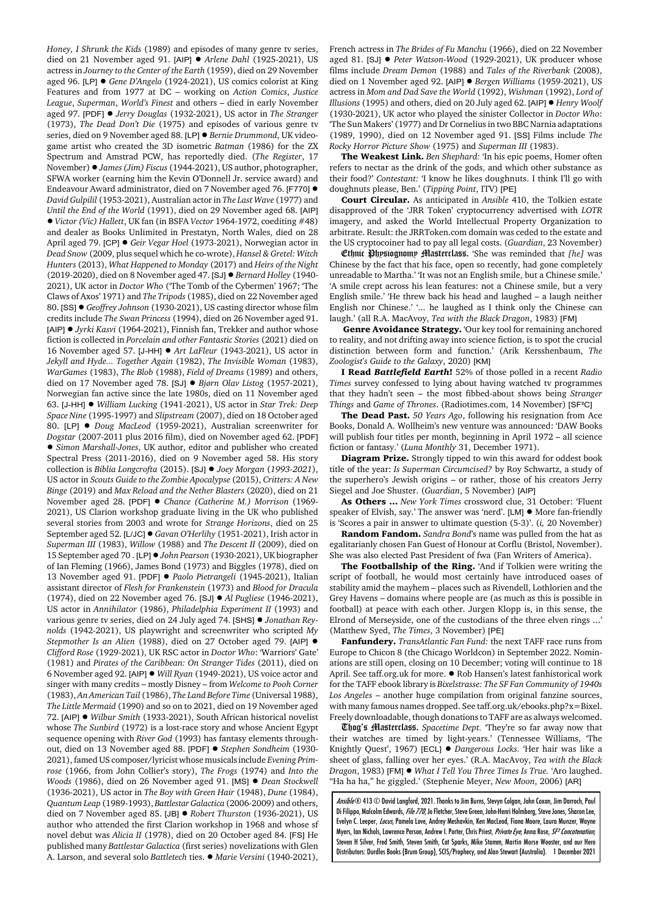*Honey, I Shrunk the Kids* (1989) and episodes of many genre tv series, died on 21 November aged 91. [AIP] ● *Arlene Dahl* (1925-2021), US actress in *Journey to the Center of the Earth* (1959), died on 29 November aged 96. [LP] ● *Gene D'Angelo* (1924-2021), US comics colorist at King Features and from 1977 at DC – working on *Action Comics*, *Justice League*, *Superman*, *World's Finest* and others – died in early November aged 97. [PDF] ● *Jerry Douglas* (1932-2021), US actor in *The Stranger* (1973), *The Dead Don't Die* (1975) and episodes of various genre tv series, died on 9 November aged 88. [LP] ● *Bernie Drummond*, UK videogame artist who created the 3D isometric *Batman* (1986) for the ZX Spectrum and Amstrad PCW, has reportedly died. (*The Register*, 17 November) ● *James (Jim) Fiscus* (1944-2021), US author, photographer, SFWA worker (earning him the Kevin O'Donnell Jr. service award) and Endeavour Award administrator, died on 7 November aged 76. [F770] ● *David Gulpilil* (1953-2021), Australian actor in *The Last Wave* (1977) and *Until the End of the World* (1991), died on 29 November aged 68. [AIP] ● *Victor (Vic) Hallett*, UK fan (in BSFA *Vector* 1964-1972, coediting #48) and dealer as Books Unlimited in Prestatyn, North Wales, died on 28 April aged 79. [CP] ● *Geir Vegar Hoel* (1973-2021), Norwegian actor in *Dead Snow* (2009, plus sequel which he co-wrote), *Hansel & Gretel: Witch Hunters* (2013), *What Happened to Monday* (2017) and *Heirs of the Night* (2019-2020), died on 8 November aged 47. [SJ] ● *Bernard Holley* (1940-2021), UK actor in *Doctor Who* ('The Tomb of the Cybermen' 1967; 'The Claws of Axos' 1971) and *The Tripods* (1985), died on 22 November aged 80. [SS] ● *Geoffrey Johnson* (1930-2021), US casting director whose film credits include *The Swan Princess* (1994), died on 26 November aged 91. [AIP] ● *Jyrki Kasvi* (1964-2021), Finnish fan, Trekker and author whose fiction is collected in *Porcelain and other Fantastic Stories* (2021) died on 16 November aged 57. [J-HH] ● *Art LaFleur* (1943-2021), US actor in *Jekyll and Hyde... Together Again* (1982), *The Invisible Woman* (1983), *WarGames* (1983), *The Blob* (1988), *Field of Dreams* (1989) and others, died on 17 November aged 78. [SJ] ● *Bjørn Olav Listog* (1957-2021), Norwegian fan active since the late 1980s, died on 11 November aged 63. [J-HH] ● *William Lucking* (1941-2021), US actor in *Star Trek: Deep Space Nine* (1995-1997) and *Slipstream* (2007), died on 18 October aged 80. [LP] ● *Doug MacLeod* (1959-2021), Australian screenwriter for *Dogstar* (2007-2011 plus 2016 film), died on November aged 62. [PDF] ● *Simon Marshall-Jones*, UK author, editor and publisher who created Spectral Press (2011-2016), died on 9 November aged 58. His story collection is *Biblia Longcrofta* (2015). [SJ] ● *Joey Morgan* (*1993-2021*), US actor in *Scouts Guide to the Zombie Apocalypse* (2015), *Critters: A New Binge* (2019) and *Max Reload and the Nether Blasters* (2020), died on 21 November aged 28. [PDF] ● *Chance (Catherine M.) Morrison* (1969-2021), US Clarion workshop graduate living in the UK who published several stories from 2003 and wrote for *Strange Horizons*, died on 25 September aged 52. [L/JC] ● *Gavan O'Herlihy* (1951-2021), Irish actor in *Superman III* (1983), *Willow* (1988) and *The Descent II* (2009), died on 15 September aged 70 . [LP] ● *John Pearson* (1930-2021), UK biographer of Ian Fleming (1966), James Bond (1973) and Biggles (1978), died on 13 November aged 91. [PDF] ● *Paolo Pietrangeli* (1945-2021), Italian assistant director of *Flesh for Frankenstein* (1973) and *Blood for Dracula* (1974), died on 22 November aged 76. [SJ] ● *Al Pugliese* (1946-2021), US actor in *Annihilator* (1986), *Philadelphia Experiment II* (1993) and various genre tv series, died on 24 July aged 74. [SHS] ● *Jonathan Reynolds* (1942-2021), US playwright and screenwriter who scripted *My Stepmother Is an Alien* (1988), died on 27 October aged 79. [AIP] ● *Clifford Rose* (1929-2021), UK RSC actor in *Doctor Who*: 'Warriors' Gate' (1981) and *Pirates of the Caribbean: On Stranger Tides* (2011), died on 6 November aged 92. [AIP] ● *Will Ryan* (1949-2021), US voice actor and singer with many credits – mostly Disney – from *Welcome to Pooh Corner* (1983), *An American Tail* (1986), *The Land Before Time* (Universal 1988), *The Little Mermaid* (1990) and so on to 2021, died on 19 November aged 72. [AIP] ● *Wilbur Smith* (1933-2021), South African historical novelist whose *The Sunbird* (1972) is a lost-race story and whose Ancient Egypt sequence opening with *River God* (1993) has fantasy elements throughout, died on 13 November aged 88. [PDF] ● *Stephen Sondheim* (1930-2021), famed US composer/lyricist whose musicals include *Evening Primrose* (1966, from John Collier's story), *The Frogs* (1974) and *Into the Woods* (1986), died on 26 November aged 91. [MS] ● *Dean Stockwell* (1936-2021), US actor in *The Boy with Green Hair* (1948), *Dune* (1984), *Quantum Leap* (1989-1993), *Battlestar Galactica* (2006-2009) and others, died on 7 November aged 85. [JB] ● *Robert Thurston* (1936-2021), US author who attended the first Clarion workshop in 1968 and whose sf novel debut was *Alicia II* (1978), died on 20 October aged 84. [FS] He published many *Battlestar Galactica* (first series) novelizations with Glen A. Larson, and several solo *Battletech* ties. ● *Marie Versini* (1940-2021), French actress in *The Brides of Fu Manchu* (1966), died on 22 November aged 81. [SJ] ● *Peter Watson-Wood* (1929-2021), UK producer whose films include *Dream Demon* (1988) and *Tales of the Riverbank* (2008), died on 1 November aged 92. [AIP] ● *Bergen Williams* (1959-2021), US actress in *Mom and Dad Save the World* (1992), *Wishman* (1992), *Lord of Illusions* (1995) and others, died on 20 July aged 62. [AIP] ● *Henry Woolf* (1930-2021), UK actor who played the sinister Collector in *Doctor Who*: 'The Sun Makers' (1977) and Dr Cornelius in two BBC Narnia adaptations (1989, 1990), died on 12 November aged 91. [SS] Films include *The Rocky Horror Picture Show* (1975) and *Superman III* (1983).

**The Weakest Link.** *Ben Shephard:* 'In his epic poems, Homer often refers to nectar as the drink of the gods, and which other substance as their food?' *Contestant:* 'I know he likes doughnuts. I think I'll go with doughnuts please, Ben.' (*Tipping Point*, ITV) [PE]

**Court Circular.** As anticipated in *Ansible* 410, the Tolkien estate disapproved of the 'JRR Token' cryptocurrency advertised with *LOTR* imagery, and asked the World Intellectual Property Organization to arbitrate. Result: the JRRToken.com domain was ceded to the estate and the US cryptocoiner had to pay all legal costs. (*Guardian*, 23 November)

**Ethnic Physiognomy Masterclass.** 'She was reminded that *[he]* was Chinese by the fact that his face, open so recently, had gone completely unreadable to Martha.' 'It was not an English smile, but a Chinese smile.' 'A smile crept across his lean features: not a Chinese smile, but a very English smile.' 'He threw back his head and laughed – a laugh neither English nor Chinese.' '... he laughed as I think only the Chinese can laugh.' (all R.A. MacAvoy, *Tea with the Black Dragon*, 1983) [FM]

**Genre Avoidance Strategy.** 'Our key tool for remaining anchored to reality, and not drifting away into science fiction, is to spot the crucial distinction between form and function.' (Arik Kershenbaum, *The Zoologist's Guide to the Galaxy*, 2020) [KM]

**I Read *Battlefield Earth*!** 52% of those polled in a recent *Radio Times* survey confessed to lying about having watched tv programmes that they hadn't seen – the most fibbed-about shows being *Stranger Things* and *Game of Thrones*. (Radiotimes.com, 14 November) [SF²C]

**The Dead Past.** *50 Years Ago*, following his resignation from Ace Books, Donald A. Wollheim's new venture was announced: 'DAW Books will publish four titles per month, beginning in April 1972 – all science fiction or fantasy.' (*Luna Monthly* 31, December 1971).

**Diagram Prize.** Strongly tipped to win this award for oddest book title of the year: *Is Superman Circumcised?* by Roy Schwartz, a study of the superhero's Jewish origins – or rather, those of his creators Jerry Siegel and Joe Shuster. (*Guardian*, 5 November) [AIP]

**As Others ...** *New York Times* crossword clue, 31 October: 'Fluent speaker of Elvish, say.' The answer was 'nerd'. [LM] ● More fan-friendly is 'Scores a pair in answer to ultimate question (5-3)'. (*i*, 20 November)

**Random Fandom.** *Sandra Bond*'s name was pulled from the hat as egalitarianly chosen Fan Guest of Honour at Corflu (Bristol, November). She was also elected Past President of fwa (Fan Writers of America).

**The Footballship of the Ring.** 'And if Tolkien were writing the script of football, he would most certainly have introduced oases of stability amid the mayhem – places such as Rivendell, Lothlorien and the Grey Havens – domains where people are (as much as this is possible in football) at peace with each other. Jurgen Klopp is, in this sense, the Elrond of Merseyside, one of the custodians of the three elven rings ...' (Matthew Syed, *The Times*, 3 November) [PE]

**Fanfundery.** *TransAtlantic Fan Fund:* the next TAFF race runs from Europe to Chicon 8 (the Chicago Worldcon) in September 2022. Nominations are still open, closing on 10 December; voting will continue to 18 April. See taff.org.uk for more. ● Rob Hansen's latest fanhistorical work for the TAFF ebook library is *Bixelstrasse: The SF Fan Community of 1940s Los Angeles* – another huge compilation from original fanzine sources, with many famous names dropped. See taff.org.uk/ebooks.php?x=Bixel. Freely downloadable, though donations to TAFF are as always welcomed.

**Thog's Masterclass.** *Spacetime Dept.* 'They're so far away now that their watches are timed by light-years.' (Tennessee Williams, 'The Knightly Quest', 1967) [ECL] ● *Dangerous Locks.* 'Her hair was like a sheet of glass, falling over her eyes.' (R.A. MacAvoy, *Tea with the Black Dragon*, 1983) [FM] ● *What I Tell You Three Times Is True.* 'Aro laughed. "Ha ha ha," he giggled.' (Stephenie Meyer, *New Moon*, 2006) [AR]

*Ansible*® 413 © David Langford, 2021. Thanks to Jim Burns, Stevyn Colgan, John Coxon, Jim Darroch, Paul Di Filippo, Malcolm Edwards, *File 770*, Jo Fletcher, Steve Green, John-Henri Holmberg, Steve Jones, Sharon Lee, Evelyn C. Leeper, *Locus*, Pamela Love, Andrey Meshavkin, Ken MacLeod, Fiona Moore, Laura Munzer, Wayne Myers, Ian Nichols, Lawrence Person, Andrew I. Porter, Chris Priest, *Private Eye*, Anna Rose, *SF² Concatenation*, Steven H Silver, Fred Smith, Steven Smith, Cat Sparks, Mike Stamm, Martin Morse Wooster, and our Hero Distributors: Durdles Books (Brum Group), SCIS/Prophecy, and Alan Stewart (Australia). 1 December 2021